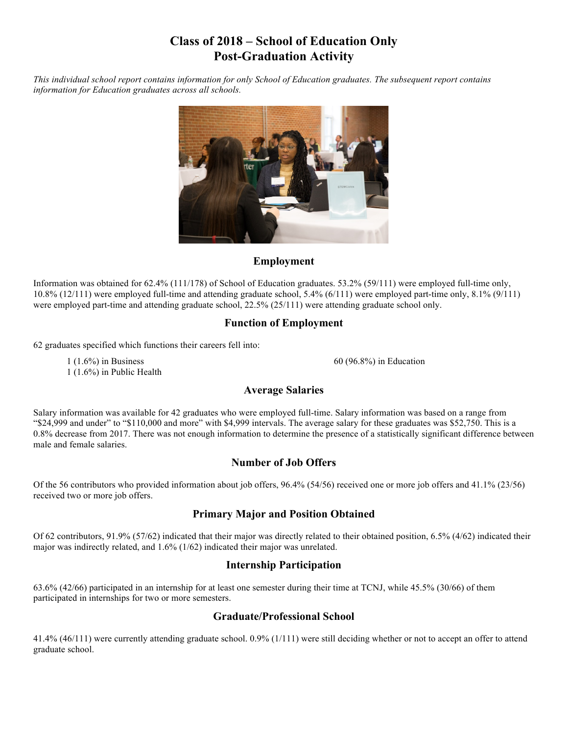# Class of 2018 – School of Education Only
# Post-Graduation Activity

*This individual school report contains information for only School of Education graduates. The subsequent report contains information for Education graduates across all schools.*

## Employment

Information was obtained for 62.4% (111/178) of School of Education graduates. 53.2% (59/111) were employed full-time only, 10.8% (12/111) were employed full-time and attending graduate school, 5.4% (6/111) were employed part-time only, 8.1% (9/111) were employed part-time and attending graduate school, 22.5% (25/111) were attending graduate school only.

## Function of Employment

62 graduates specified which functions their careers fell into:

- 1 (1.6%) in Business
- 1 (1.6%) in Public Health
- 60 (96.8%) in Education

## Average Salaries

Salary information was available for 42 graduates who were employed full-time. Salary information was based on a range from "$24,999 and under" to "$110,000 and more" with $4,999 intervals. The average salary for these graduates was $52,750. This is a 0.8% decrease from 2017. There was not enough information to determine the presence of a statistically significant difference between male and female salaries.

## Number of Job Offers

Of the 56 contributors who provided information about job offers, 96.4% (54/56) received one or more job offers and 41.1% (23/56) received two or more job offers.

## Primary Major and Position Obtained

Of 62 contributors, 91.9% (57/62) indicated that their major was directly related to their obtained position, 6.5% (4/62) indicated their major was indirectly related, and 1.6% (1/62) indicated their major was unrelated.

## Internship Participation

63.6% (42/66) participated in an internship for at least one semester during their time at TCNJ, while 45.5% (30/66) of them participated in internships for two or more semesters.

## Graduate/Professional School

41.4% (46/111) were currently attending graduate school. 0.9% (1/111) were still deciding whether or not to accept an offer to attend graduate school.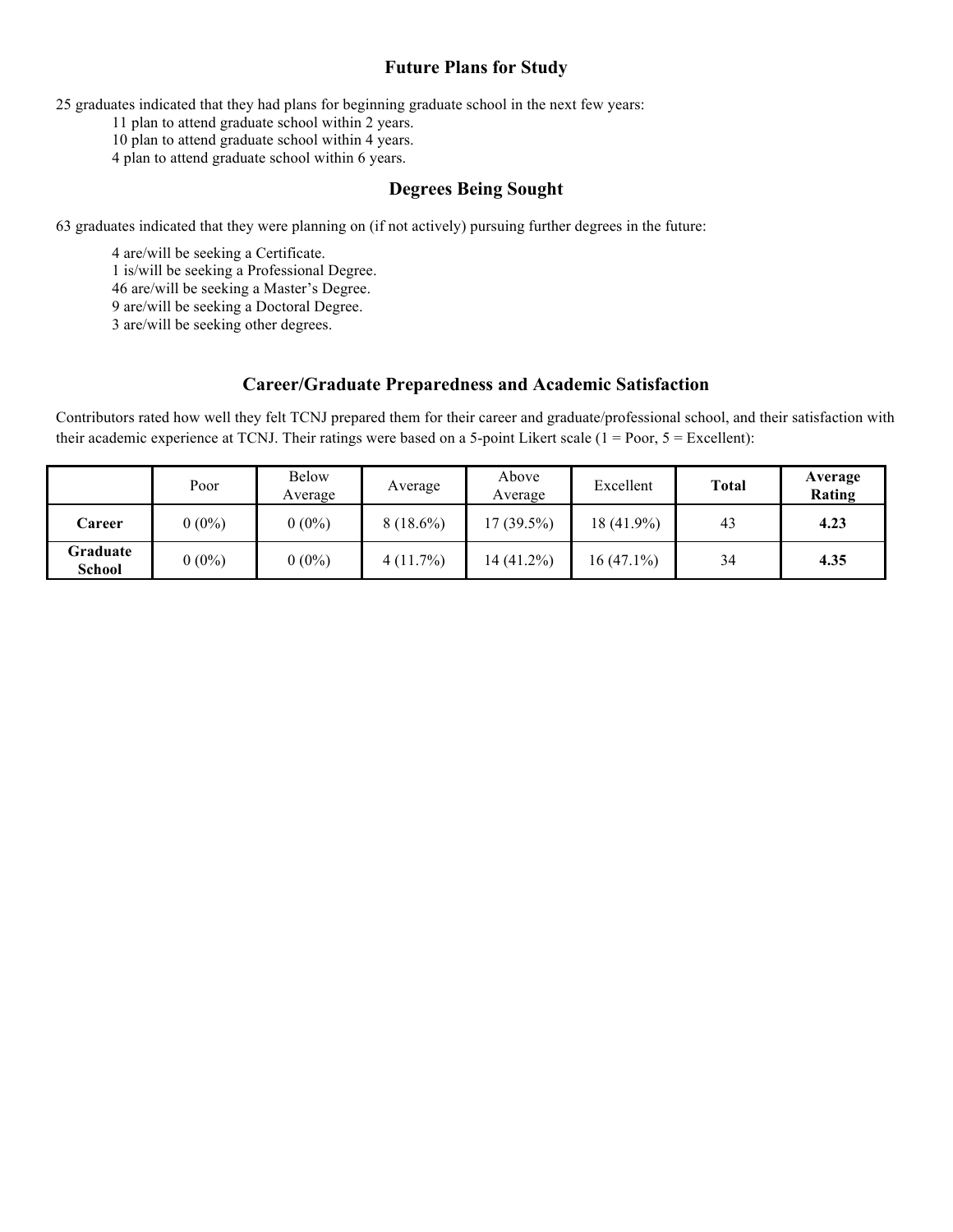## Future Plans for Study

25 graduates indicated that they had plans for beginning graduate school in the next few years:

- 11 plan to attend graduate school within 2 years.
- 10 plan to attend graduate school within 4 years.
- 4 plan to attend graduate school within 6 years.

## Degrees Being Sought

63 graduates indicated that they were planning on (if not actively) pursuing further degrees in the future:

- 4 are/will be seeking a Certificate.
- 1 is/will be seeking a Professional Degree.
- 46 are/will be seeking a Master's Degree.
- 9 are/will be seeking a Doctoral Degree.
- 3 are/will be seeking other degrees.

## Career/Graduate Preparedness and Academic Satisfaction

Contributors rated how well they felt TCNJ prepared them for their career and graduate/professional school, and their satisfaction with their academic experience at TCNJ. Their ratings were based on a 5-point Likert scale (1 = Poor, 5 = Excellent):

| | Poor | Below Average | Average | Above Average | Excellent | **Total** | **Average Rating** |
|---|---|---|---|---|---|---|---|
| **Career** | 0 (0%) | 0 (0%) | 8 (18.6%) | 17 (39.5%) | 18 (41.9%) | 43 | **4.23** |
| **Graduate School** | 0 (0%) | 0 (0%) | 4 (11.7%) | 14 (41.2%) | 16 (47.1%) | 34 | **4.35** |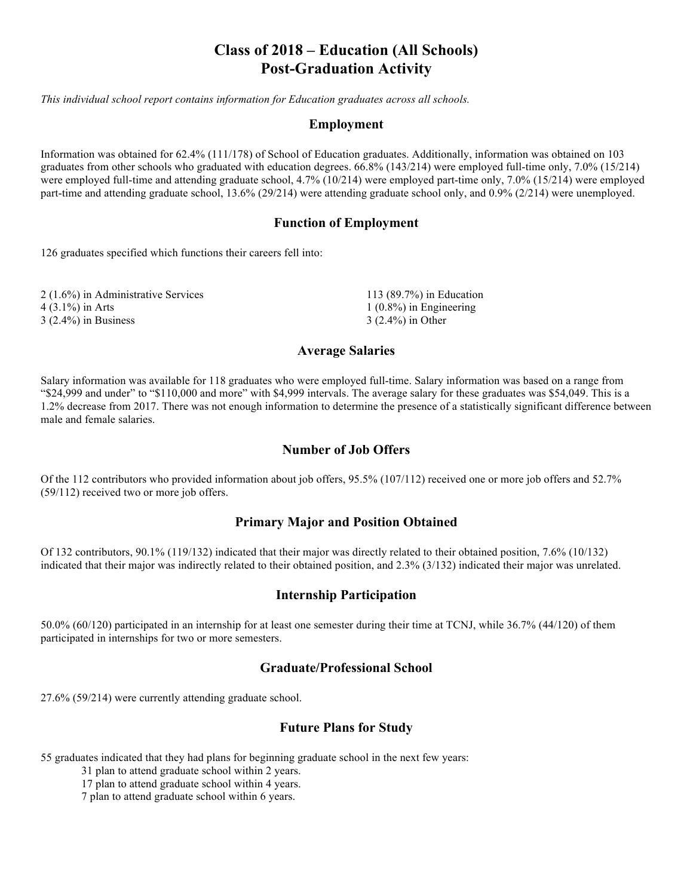# Class of 2018 – Education (All Schools)
# Post-Graduation Activity

*This individual school report contains information for Education graduates across all schools.*

## Employment

Information was obtained for 62.4% (111/178) of School of Education graduates. Additionally, information was obtained on 103 graduates from other schools who graduated with education degrees. 66.8% (143/214) were employed full-time only, 7.0% (15/214) were employed full-time and attending graduate school, 4.7% (10/214) were employed part-time only, 7.0% (15/214) were employed part-time and attending graduate school, 13.6% (29/214) were attending graduate school only, and 0.9% (2/214) were unemployed.

## Function of Employment

126 graduates specified which functions their careers fell into:

2 (1.6%) in Administrative Services
4 (3.1%) in Arts
3 (2.4%) in Business
113 (89.7%) in Education
1 (0.8%) in Engineering
3 (2.4%) in Other

## Average Salaries

Salary information was available for 118 graduates who were employed full-time. Salary information was based on a range from "$24,999 and under" to "$110,000 and more" with $4,999 intervals. The average salary for these graduates was $54,049. This is a 1.2% decrease from 2017. There was not enough information to determine the presence of a statistically significant difference between male and female salaries.

## Number of Job Offers

Of the 112 contributors who provided information about job offers, 95.5% (107/112) received one or more job offers and 52.7% (59/112) received two or more job offers.

## Primary Major and Position Obtained

Of 132 contributors, 90.1% (119/132) indicated that their major was directly related to their obtained position, 7.6% (10/132) indicated that their major was indirectly related to their obtained position, and 2.3% (3/132) indicated their major was unrelated.

## Internship Participation

50.0% (60/120) participated in an internship for at least one semester during their time at TCNJ, while 36.7% (44/120) of them participated in internships for two or more semesters.

## Graduate/Professional School

27.6% (59/214) were currently attending graduate school.

## Future Plans for Study

55 graduates indicated that they had plans for beginning graduate school in the next few years:

- 31 plan to attend graduate school within 2 years.
- 17 plan to attend graduate school within 4 years.
- 7 plan to attend graduate school within 6 years.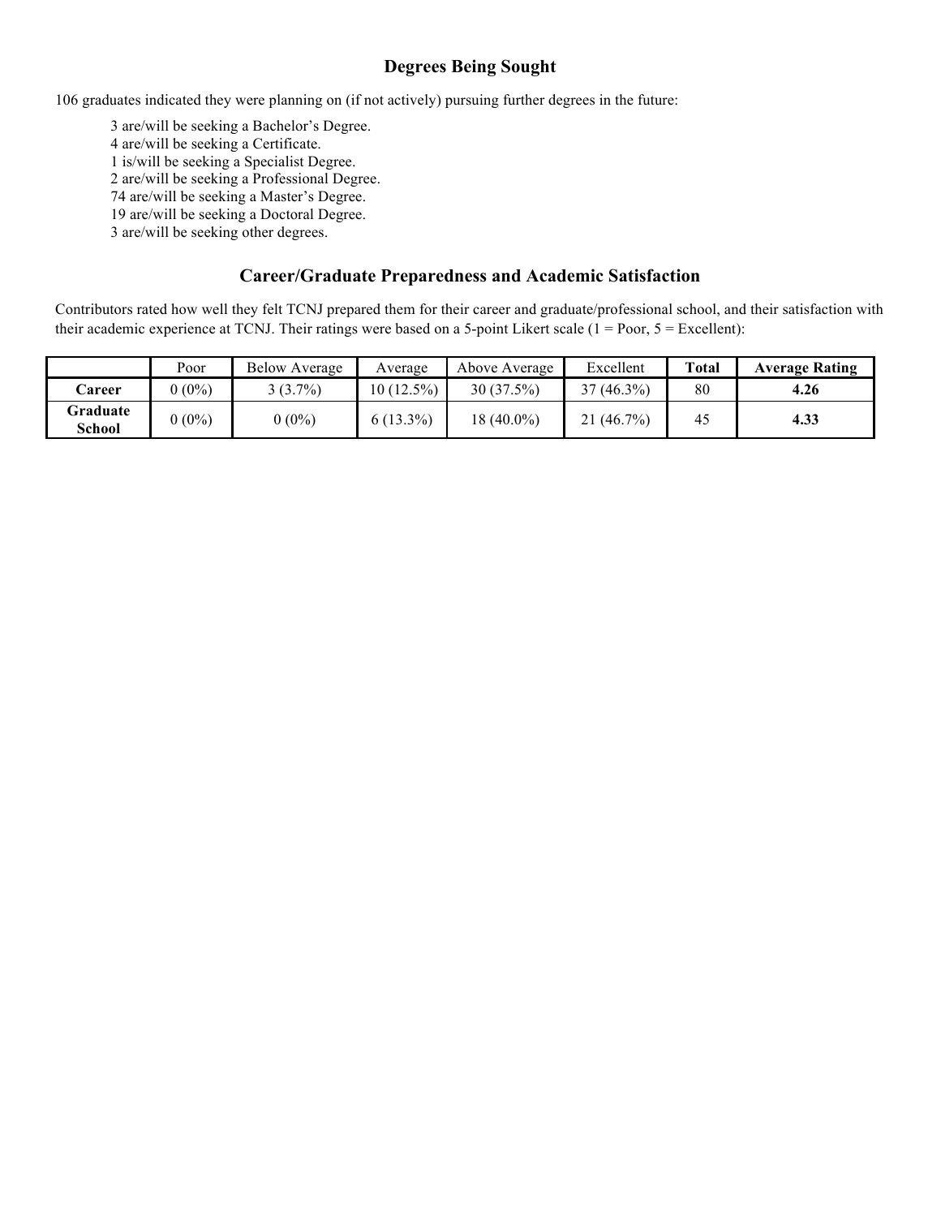## Degrees Being Sought

106 graduates indicated they were planning on (if not actively) pursuing further degrees in the future:

3 are/will be seeking a Bachelor's Degree.
4 are/will be seeking a Certificate.
1 is/will be seeking a Specialist Degree.
2 are/will be seeking a Professional Degree.
74 are/will be seeking a Master's Degree.
19 are/will be seeking a Doctoral Degree.
3 are/will be seeking other degrees.

## Career/Graduate Preparedness and Academic Satisfaction

Contributors rated how well they felt TCNJ prepared them for their career and graduate/professional school, and their satisfaction with their academic experience at TCNJ. Their ratings were based on a 5-point Likert scale (1 = Poor, 5 = Excellent):

| | Poor | Below Average | Average | Above Average | Excellent | **Total** | **Average Rating** |
|---|---|---|---|---|---|---|---|
| **Career** | 0 (0%) | 3 (3.7%) | 10 (12.5%) | 30 (37.5%) | 37 (46.3%) | 80 | **4.26** |
| **Graduate School** | 0 (0%) | 0 (0%) | 6 (13.3%) | 18 (40.0%) | 21 (46.7%) | 45 | **4.33** |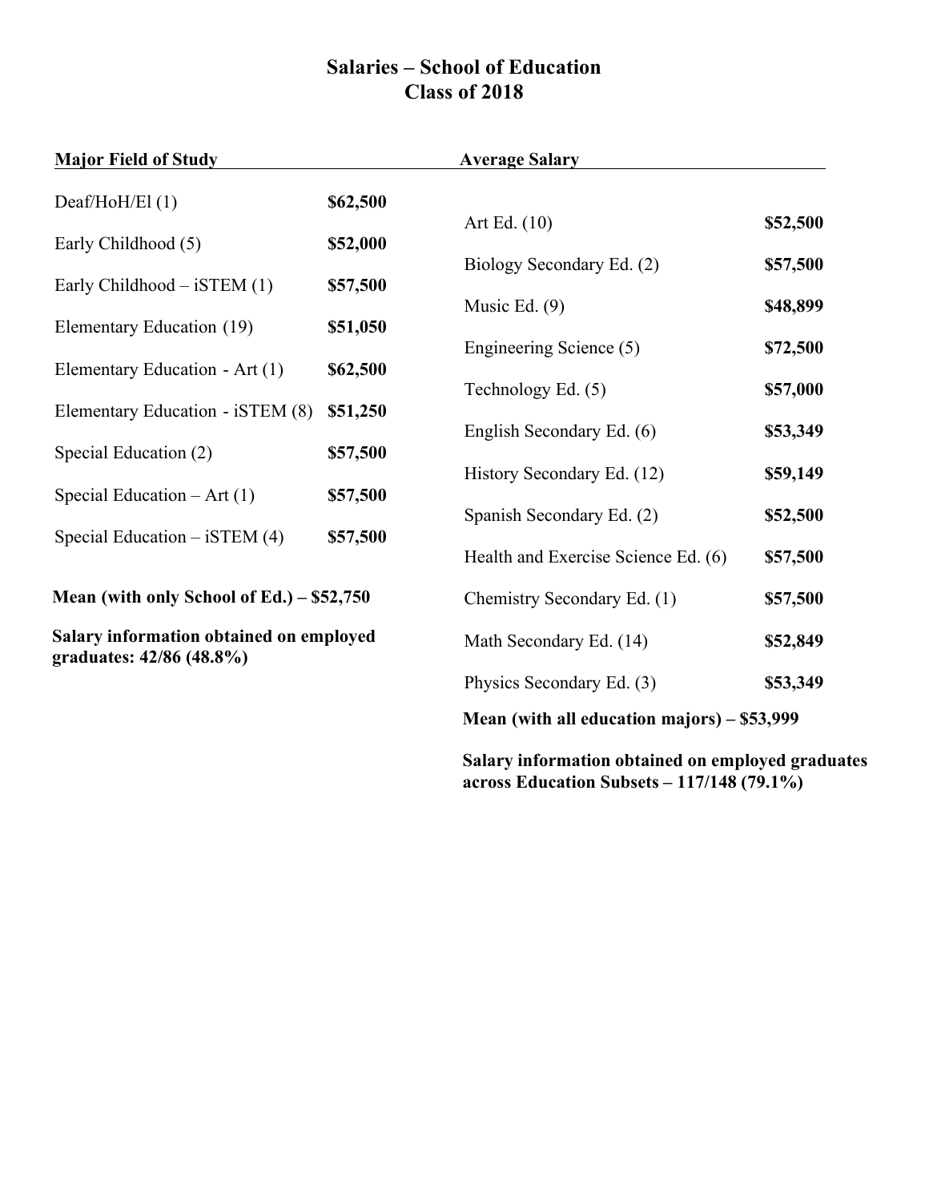# Salaries – School of Education
# Class of 2018

| Major Field of Study | Average Salary |
|---|---|
| Deaf/HoH/El (1) | **$62,500** |
| Early Childhood (5) | **$52,000** |
| Early Childhood – iSTEM (1) | **$57,500** |
| Elementary Education (19) | **$51,050** |
| Elementary Education - Art (1) | **$62,500** |
| Elementary Education - iSTEM (8) | **$51,250** |
| Special Education (2) | **$57,500** |
| Special Education – Art (1) | **$57,500** |
| Special Education – iSTEM (4) | **$57,500** |

**Mean (with only School of Ed.) – $52,750**

**Salary information obtained on employed graduates: 42/86 (48.8%)**

| Major Field of Study | Average Salary |
|---|---|
| Art Ed. (10) | **$52,500** |
| Biology Secondary Ed. (2) | **$57,500** |
| Music Ed. (9) | **$48,899** |
| Engineering Science (5) | **$72,500** |
| Technology Ed. (5) | **$57,000** |
| English Secondary Ed. (6) | **$53,349** |
| History Secondary Ed. (12) | **$59,149** |
| Spanish Secondary Ed. (2) | **$52,500** |
| Health and Exercise Science Ed. (6) | **$57,500** |
| Chemistry Secondary Ed. (1) | **$57,500** |
| Math Secondary Ed. (14) | **$52,849** |
| Physics Secondary Ed. (3) | **$53,349** |

**Mean (with all education majors) – $53,999**

**Salary information obtained on employed graduates across Education Subsets – 117/148 (79.1%)**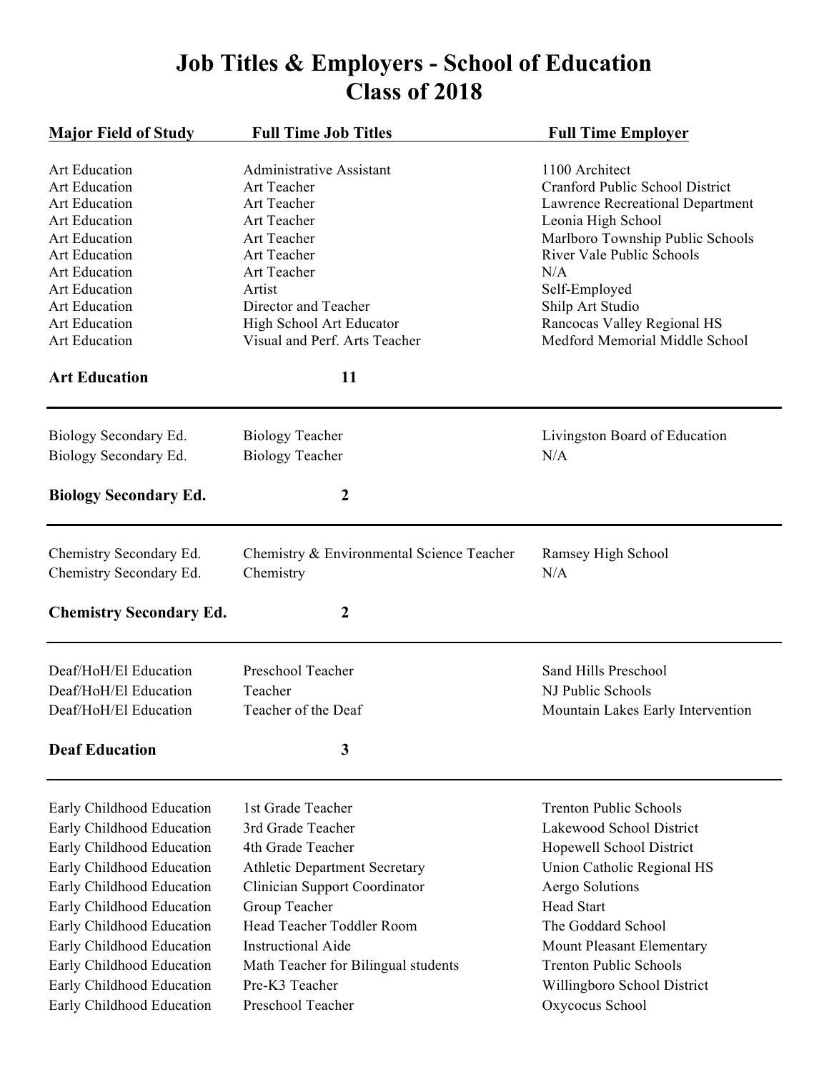# Job Titles & Employers - School of Education
## Class of 2018

| Major Field of Study | Full Time Job Titles | Full Time Employer |
| --- | --- | --- |
| Art Education | Administrative Assistant | 1100 Architect |
| Art Education | Art Teacher | Cranford Public School District |
| Art Education | Art Teacher | Lawrence Recreational Department |
| Art Education | Art Teacher | Leonia High School |
| Art Education | Art Teacher | Marlboro Township Public Schools |
| Art Education | Art Teacher | River Vale Public Schools |
| Art Education | Art Teacher | N/A |
| Art Education | Artist | Self-Employed |
| Art Education | Director and Teacher | Shilp Art Studio |
| Art Education | High School Art Educator | Rancocas Valley Regional HS |
| Art Education | Visual and Perf. Arts Teacher | Medford Memorial Middle School |
| **Art Education** | **11** | |
| Biology Secondary Ed. | Biology Teacher | Livingston Board of Education |
| Biology Secondary Ed. | Biology Teacher | N/A |
| **Biology Secondary Ed.** | **2** | |
| Chemistry Secondary Ed. | Chemistry & Environmental Science Teacher | Ramsey High School |
| Chemistry Secondary Ed. | Chemistry | N/A |
| **Chemistry Secondary Ed.** | **2** | |
| Deaf/HoH/El Education | Preschool Teacher | Sand Hills Preschool |
| Deaf/HoH/El Education | Teacher | NJ Public Schools |
| Deaf/HoH/El Education | Teacher of the Deaf | Mountain Lakes Early Intervention |
| **Deaf Education** | **3** | |
| Early Childhood Education | 1st Grade Teacher | Trenton Public Schools |
| Early Childhood Education | 3rd Grade Teacher | Lakewood School District |
| Early Childhood Education | 4th Grade Teacher | Hopewell School District |
| Early Childhood Education | Athletic Department Secretary | Union Catholic Regional HS |
| Early Childhood Education | Clinician Support Coordinator | Aergo Solutions |
| Early Childhood Education | Group Teacher | Head Start |
| Early Childhood Education | Head Teacher Toddler Room | The Goddard School |
| Early Childhood Education | Instructional Aide | Mount Pleasant Elementary |
| Early Childhood Education | Math Teacher for Bilingual students | Trenton Public Schools |
| Early Childhood Education | Pre-K3 Teacher | Willingboro School District |
| Early Childhood Education | Preschool Teacher | Oxycocus School |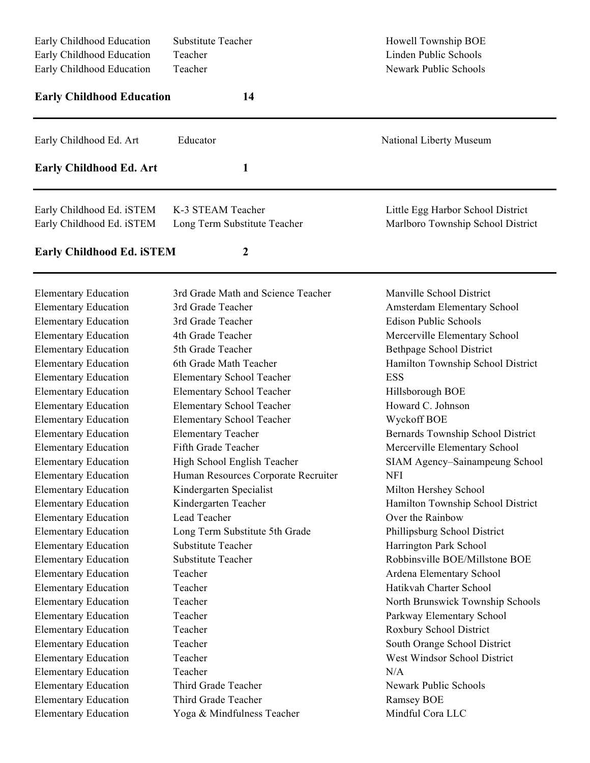| | | |
|---|---|---|
| Early Childhood Education | Substitute Teacher | Howell Township BOE |
| Early Childhood Education | Teacher | Linden Public Schools |
| Early Childhood Education | Teacher | Newark Public Schools |

**Early Childhood Education** **14**

---

| | | |
|---|---|---|
| Early Childhood Ed. Art | Educator | National Liberty Museum |

**Early Childhood Ed. Art** **1**

---

| | | |
|---|---|---|
| Early Childhood Ed. iSTEM | K-3 STEAM Teacher | Little Egg Harbor School District |
| Early Childhood Ed. iSTEM | Long Term Substitute Teacher | Marlboro Township School District |

**Early Childhood Ed. iSTEM** **2**

---

| | | |
|---|---|---|
| Elementary Education | 3rd Grade Math and Science Teacher | Manville School District |
| Elementary Education | 3rd Grade Teacher | Amsterdam Elementary School |
| Elementary Education | 3rd Grade Teacher | Edison Public Schools |
| Elementary Education | 4th Grade Teacher | Mercerville Elementary School |
| Elementary Education | 5th Grade Teacher | Bethpage School District |
| Elementary Education | 6th Grade Math Teacher | Hamilton Township School District |
| Elementary Education | Elementary School Teacher | ESS |
| Elementary Education | Elementary School Teacher | Hillsborough BOE |
| Elementary Education | Elementary School Teacher | Howard C. Johnson |
| Elementary Education | Elementary School Teacher | Wyckoff BOE |
| Elementary Education | Elementary Teacher | Bernards Township School District |
| Elementary Education | Fifth Grade Teacher | Mercerville Elementary School |
| Elementary Education | High School English Teacher | SIAM Agency–Sainampeung School |
| Elementary Education | Human Resources Corporate Recruiter | NFI |
| Elementary Education | Kindergarten Specialist | Milton Hershey School |
| Elementary Education | Kindergarten Teacher | Hamilton Township School District |
| Elementary Education | Lead Teacher | Over the Rainbow |
| Elementary Education | Long Term Substitute 5th Grade | Phillipsburg School District |
| Elementary Education | Substitute Teacher | Harrington Park School |
| Elementary Education | Substitute Teacher | Robbinsville BOE/Millstone BOE |
| Elementary Education | Teacher | Ardena Elementary School |
| Elementary Education | Teacher | Hatikvah Charter School |
| Elementary Education | Teacher | North Brunswick Township Schools |
| Elementary Education | Teacher | Parkway Elementary School |
| Elementary Education | Teacher | Roxbury School District |
| Elementary Education | Teacher | South Orange School District |
| Elementary Education | Teacher | West Windsor School District |
| Elementary Education | Teacher | N/A |
| Elementary Education | Third Grade Teacher | Newark Public Schools |
| Elementary Education | Third Grade Teacher | Ramsey BOE |
| Elementary Education | Yoga & Mindfulness Teacher | Mindful Cora LLC |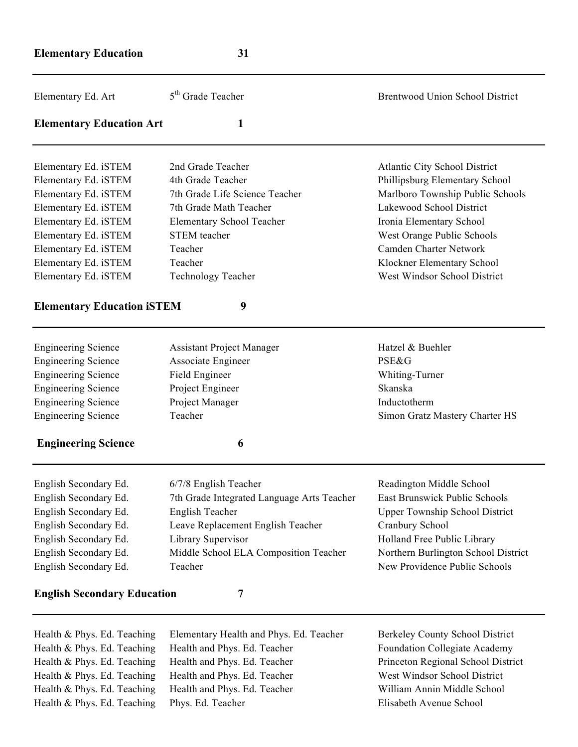**Elementary Education** **31**

---

| | | |
|---|---|---|
| Elementary Ed. Art | 5th Grade Teacher | Brentwood Union School District |

**Elementary Education Art** **1**

---

| | | |
|---|---|---|
| Elementary Ed. iSTEM | 2nd Grade Teacher | Atlantic City School District |
| Elementary Ed. iSTEM | 4th Grade Teacher | Phillipsburg Elementary School |
| Elementary Ed. iSTEM | 7th Grade Life Science Teacher | Marlboro Township Public Schools |
| Elementary Ed. iSTEM | 7th Grade Math Teacher | Lakewood School District |
| Elementary Ed. iSTEM | Elementary School Teacher | Ironia Elementary School |
| Elementary Ed. iSTEM | STEM teacher | West Orange Public Schools |
| Elementary Ed. iSTEM | Teacher | Camden Charter Network |
| Elementary Ed. iSTEM | Teacher | Klockner Elementary School |
| Elementary Ed. iSTEM | Technology Teacher | West Windsor School District |

**Elementary Education iSTEM** **9**

---

| | | |
|---|---|---|
| Engineering Science | Assistant Project Manager | Hatzel & Buehler |
| Engineering Science | Associate Engineer | PSE&G |
| Engineering Science | Field Engineer | Whiting-Turner |
| Engineering Science | Project Engineer | Skanska |
| Engineering Science | Project Manager | Inductotherm |
| Engineering Science | Teacher | Simon Gratz Mastery Charter HS |

**Engineering Science** **6**

---

| | | |
|---|---|---|
| English Secondary Ed. | 6/7/8 English Teacher | Readington Middle School |
| English Secondary Ed. | 7th Grade Integrated Language Arts Teacher | East Brunswick Public Schools |
| English Secondary Ed. | English Teacher | Upper Township School District |
| English Secondary Ed. | Leave Replacement English Teacher | Cranbury School |
| English Secondary Ed. | Library Supervisor | Holland Free Public Library |
| English Secondary Ed. | Middle School ELA Composition Teacher | Northern Burlington School District |
| English Secondary Ed. | Teacher | New Providence Public Schools |

**English Secondary Education** **7**

---

| | | |
|---|---|---|
| Health & Phys. Ed. Teaching | Elementary Health and Phys. Ed. Teacher | Berkeley County School District |
| Health & Phys. Ed. Teaching | Health and Phys. Ed. Teacher | Foundation Collegiate Academy |
| Health & Phys. Ed. Teaching | Health and Phys. Ed. Teacher | Princeton Regional School District |
| Health & Phys. Ed. Teaching | Health and Phys. Ed. Teacher | West Windsor School District |
| Health & Phys. Ed. Teaching | Health and Phys. Ed. Teacher | William Annin Middle School |
| Health & Phys. Ed. Teaching | Phys. Ed. Teacher | Elisabeth Avenue School |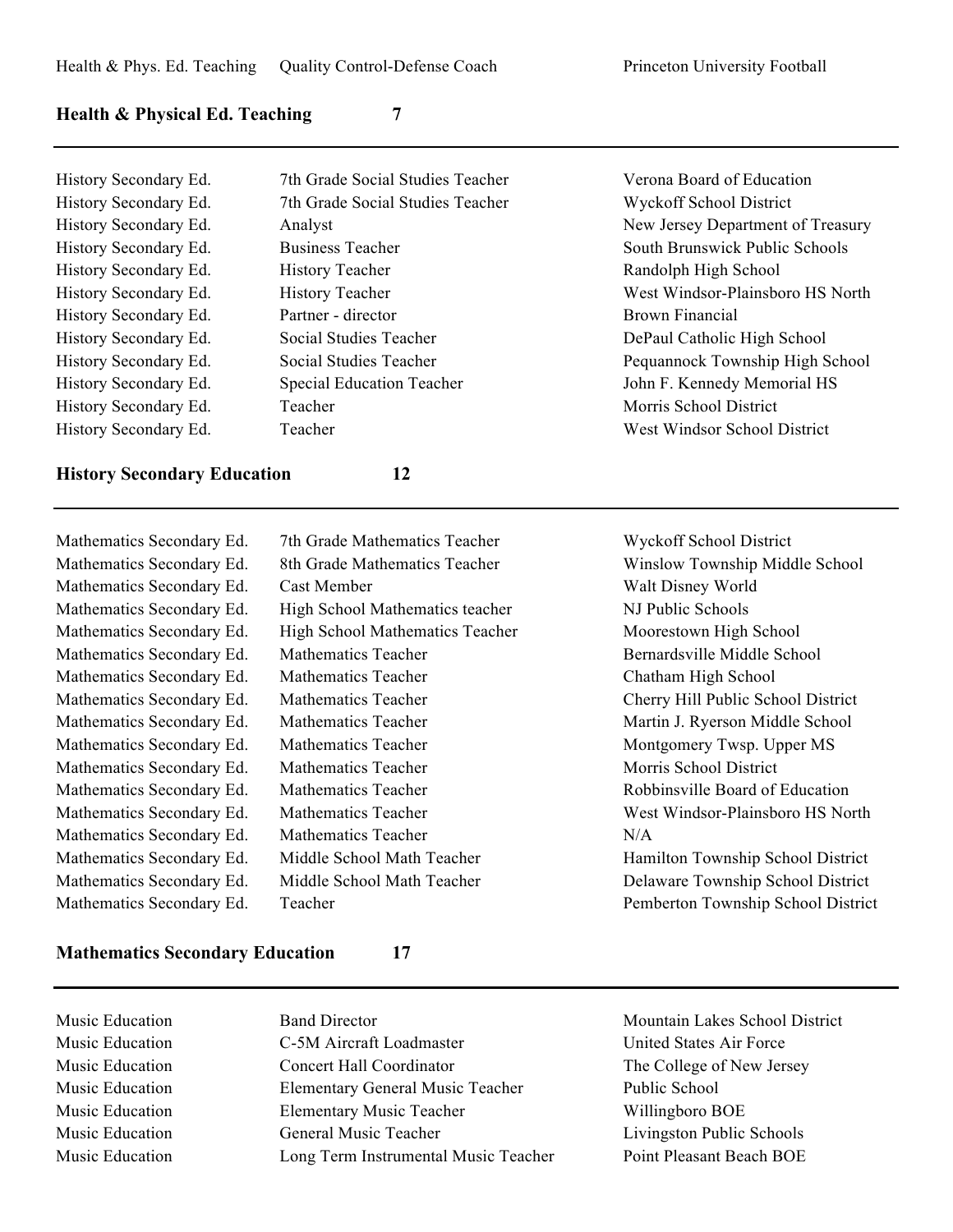| | | |
|---|---|---|
| Health & Phys. Ed. Teaching | Quality Control-Defense Coach | Princeton University Football |

**Health & Physical Ed. Teaching 7**

---

| | | |
|---|---|---|
| History Secondary Ed. | 7th Grade Social Studies Teacher | Verona Board of Education |
| History Secondary Ed. | 7th Grade Social Studies Teacher | Wyckoff School District |
| History Secondary Ed. | Analyst | New Jersey Department of Treasury |
| History Secondary Ed. | Business Teacher | South Brunswick Public Schools |
| History Secondary Ed. | History Teacher | Randolph High School |
| History Secondary Ed. | History Teacher | West Windsor-Plainsboro HS North |
| History Secondary Ed. | Partner - director | Brown Financial |
| History Secondary Ed. | Social Studies Teacher | DePaul Catholic High School |
| History Secondary Ed. | Social Studies Teacher | Pequannock Township High School |
| History Secondary Ed. | Special Education Teacher | John F. Kennedy Memorial HS |
| History Secondary Ed. | Teacher | Morris School District |
| History Secondary Ed. | Teacher | West Windsor School District |

**History Secondary Education 12**

---

| | | |
|---|---|---|
| Mathematics Secondary Ed. | 7th Grade Mathematics Teacher | Wyckoff School District |
| Mathematics Secondary Ed. | 8th Grade Mathematics Teacher | Winslow Township Middle School |
| Mathematics Secondary Ed. | Cast Member | Walt Disney World |
| Mathematics Secondary Ed. | High School Mathematics teacher | NJ Public Schools |
| Mathematics Secondary Ed. | High School Mathematics Teacher | Moorestown High School |
| Mathematics Secondary Ed. | Mathematics Teacher | Bernardsville Middle School |
| Mathematics Secondary Ed. | Mathematics Teacher | Chatham High School |
| Mathematics Secondary Ed. | Mathematics Teacher | Cherry Hill Public School District |
| Mathematics Secondary Ed. | Mathematics Teacher | Martin J. Ryerson Middle School |
| Mathematics Secondary Ed. | Mathematics Teacher | Montgomery Twsp. Upper MS |
| Mathematics Secondary Ed. | Mathematics Teacher | Morris School District |
| Mathematics Secondary Ed. | Mathematics Teacher | Robbinsville Board of Education |
| Mathematics Secondary Ed. | Mathematics Teacher | West Windsor-Plainsboro HS North |
| Mathematics Secondary Ed. | Mathematics Teacher | N/A |
| Mathematics Secondary Ed. | Middle School Math Teacher | Hamilton Township School District |
| Mathematics Secondary Ed. | Middle School Math Teacher | Delaware Township School District |
| Mathematics Secondary Ed. | Teacher | Pemberton Township School District |

**Mathematics Secondary Education 17**

---

| | | |
|---|---|---|
| Music Education | Band Director | Mountain Lakes School District |
| Music Education | C-5M Aircraft Loadmaster | United States Air Force |
| Music Education | Concert Hall Coordinator | The College of New Jersey |
| Music Education | Elementary General Music Teacher | Public School |
| Music Education | Elementary Music Teacher | Willingboro BOE |
| Music Education | General Music Teacher | Livingston Public Schools |
| Music Education | Long Term Instrumental Music Teacher | Point Pleasant Beach BOE |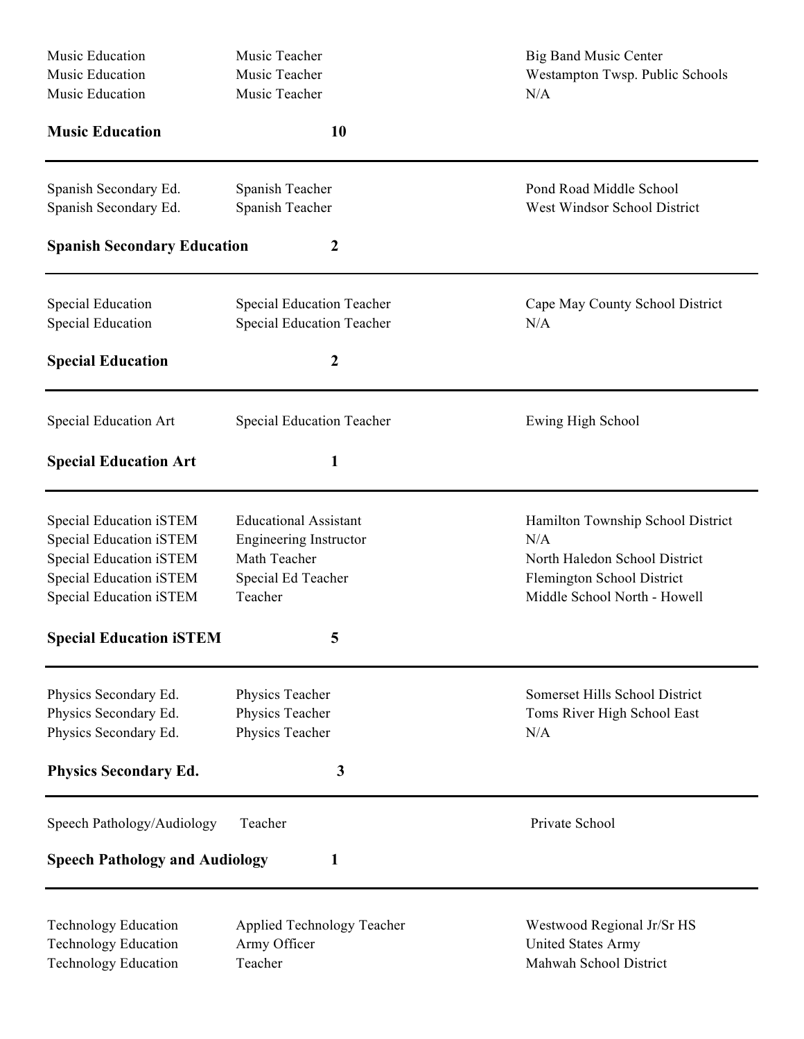| | | |
|---|---|---|
| Music Education | Music Teacher | Big Band Music Center |
| Music Education | Music Teacher | Westampton Twsp. Public Schools |
| Music Education | Music Teacher | N/A |
| **Music Education** | **10** | |

---

| | | |
|---|---|---|
| Spanish Secondary Ed. | Spanish Teacher | Pond Road Middle School |
| Spanish Secondary Ed. | Spanish Teacher | West Windsor School District |
| **Spanish Secondary Education** | **2** | |

---

| | | |
|---|---|---|
| Special Education | Special Education Teacher | Cape May County School District |
| Special Education | Special Education Teacher | N/A |
| **Special Education** | **2** | |

---

| | | |
|---|---|---|
| Special Education Art | Special Education Teacher | Ewing High School |
| **Special Education Art** | **1** | |

---

| | | |
|---|---|---|
| Special Education iSTEM | Educational Assistant | Hamilton Township School District |
| Special Education iSTEM | Engineering Instructor | N/A |
| Special Education iSTEM | Math Teacher | North Haledon School District |
| Special Education iSTEM | Special Ed Teacher | Flemington School District |
| Special Education iSTEM | Teacher | Middle School North - Howell |
| **Special Education iSTEM** | **5** | |

---

| | | |
|---|---|---|
| Physics Secondary Ed. | Physics Teacher | Somerset Hills School District |
| Physics Secondary Ed. | Physics Teacher | Toms River High School East |
| Physics Secondary Ed. | Physics Teacher | N/A |
| **Physics Secondary Ed.** | **3** | |

---

| | | |
|---|---|---|
| Speech Pathology/Audiology | Teacher | Private School |
| **Speech Pathology and Audiology** | **1** | |

---

| | | |
|---|---|---|
| Technology Education | Applied Technology Teacher | Westwood Regional Jr/Sr HS |
| Technology Education | Army Officer | United States Army |
| Technology Education | Teacher | Mahwah School District |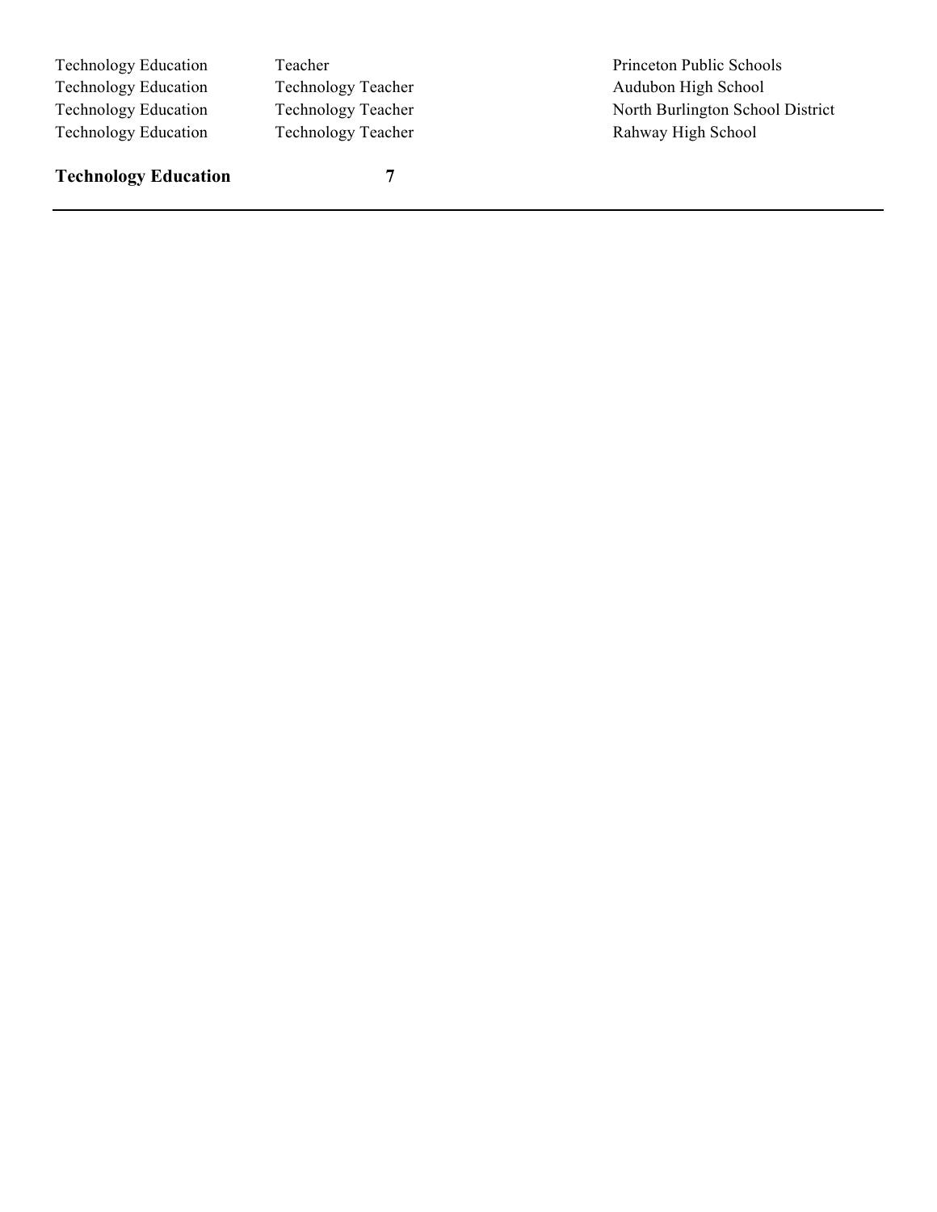| | | |
|---|---|---|
| Technology Education | Teacher | Princeton Public Schools |
| Technology Education | Technology Teacher | Audubon High School |
| Technology Education | Technology Teacher | North Burlington School District |
| Technology Education | Technology Teacher | Rahway High School |

**Technology Education** **7**

---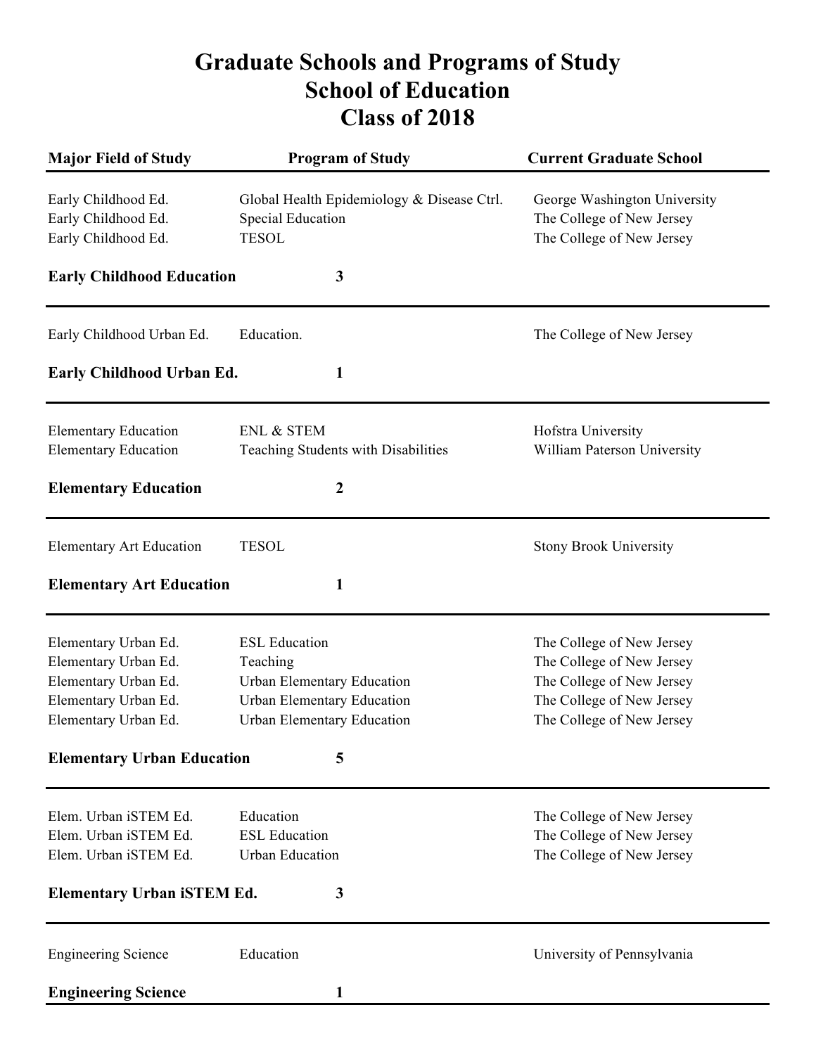# Graduate Schools and Programs of Study
# School of Education
# Class of 2018

| Major Field of Study | Program of Study | Current Graduate School |
|---|---|---|
| Early Childhood Ed. | Global Health Epidemiology & Disease Ctrl. | George Washington University |
| Early Childhood Ed. | Special Education | The College of New Jersey |
| Early Childhood Ed. | TESOL | The College of New Jersey |
| **Early Childhood Education** | **3** | |
| Early Childhood Urban Ed. | Education. | The College of New Jersey |
| **Early Childhood Urban Ed.** | **1** | |
| Elementary Education | ENL & STEM | Hofstra University |
| Elementary Education | Teaching Students with Disabilities | William Paterson University |
| **Elementary Education** | **2** | |
| Elementary Art Education | TESOL | Stony Brook University |
| **Elementary Art Education** | **1** | |
| Elementary Urban Ed. | ESL Education | The College of New Jersey |
| Elementary Urban Ed. | Teaching | The College of New Jersey |
| Elementary Urban Ed. | Urban Elementary Education | The College of New Jersey |
| Elementary Urban Ed. | Urban Elementary Education | The College of New Jersey |
| Elementary Urban Ed. | Urban Elementary Education | The College of New Jersey |
| **Elementary Urban Education** | **5** | |
| Elem. Urban iSTEM Ed. | Education | The College of New Jersey |
| Elem. Urban iSTEM Ed. | ESL Education | The College of New Jersey |
| Elem. Urban iSTEM Ed. | Urban Education | The College of New Jersey |
| **Elementary Urban iSTEM Ed.** | **3** | |
| Engineering Science | Education | University of Pennsylvania |
| **Engineering Science** | **1** | |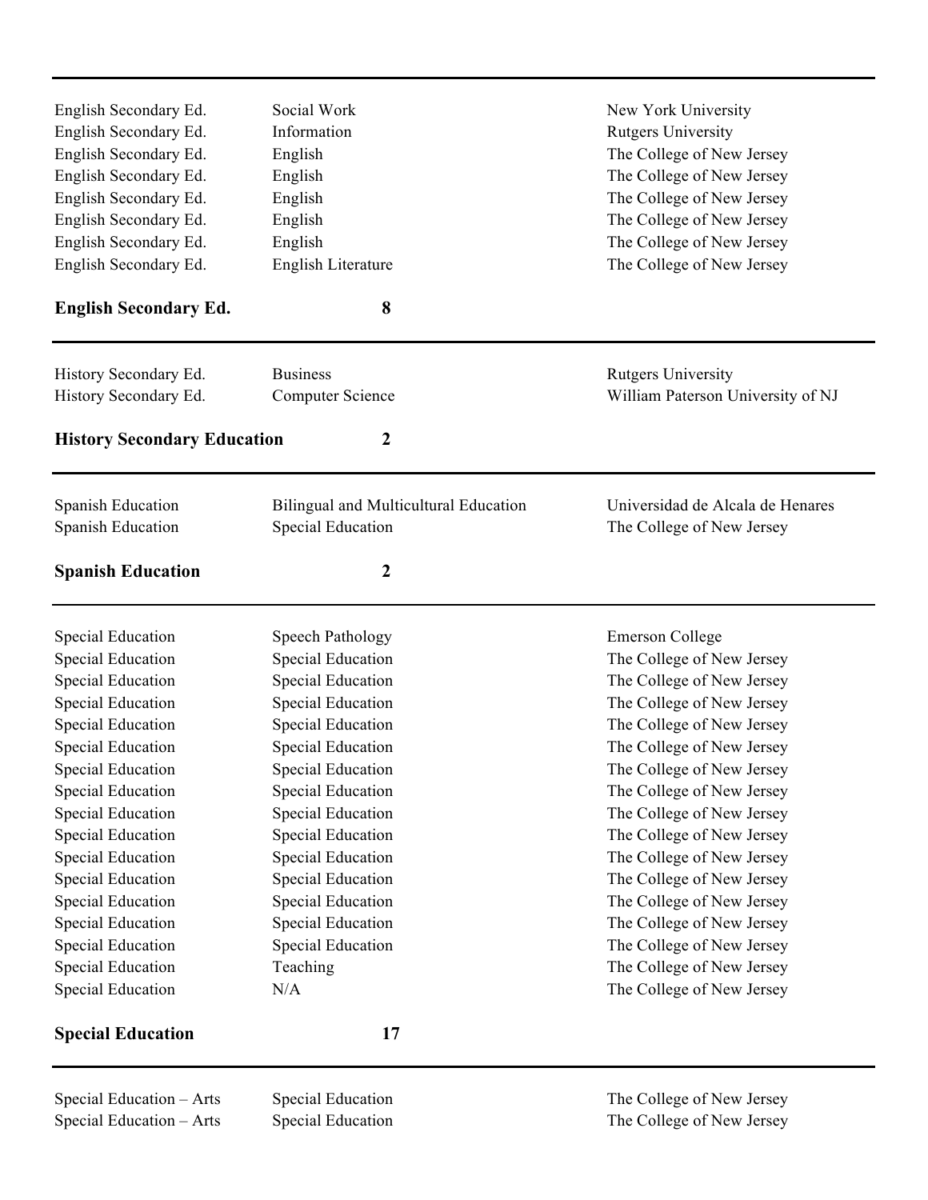| | | |
|---|---|---|
| English Secondary Ed. | Social Work | New York University |
| English Secondary Ed. | Information | Rutgers University |
| English Secondary Ed. | English | The College of New Jersey |
| English Secondary Ed. | English | The College of New Jersey |
| English Secondary Ed. | English | The College of New Jersey |
| English Secondary Ed. | English | The College of New Jersey |
| English Secondary Ed. | English | The College of New Jersey |
| English Secondary Ed. | English Literature | The College of New Jersey |
| **English Secondary Ed.** | **8** | |
| History Secondary Ed. | Business | Rutgers University |
| History Secondary Ed. | Computer Science | William Paterson University of NJ |
| **History Secondary Education** | **2** | |
| Spanish Education | Bilingual and Multicultural Education | Universidad de Alcala de Henares |
| Spanish Education | Special Education | The College of New Jersey |
| **Spanish Education** | **2** | |
| Special Education | Speech Pathology | Emerson College |
| Special Education | Special Education | The College of New Jersey |
| Special Education | Special Education | The College of New Jersey |
| Special Education | Special Education | The College of New Jersey |
| Special Education | Special Education | The College of New Jersey |
| Special Education | Special Education | The College of New Jersey |
| Special Education | Special Education | The College of New Jersey |
| Special Education | Special Education | The College of New Jersey |
| Special Education | Special Education | The College of New Jersey |
| Special Education | Special Education | The College of New Jersey |
| Special Education | Special Education | The College of New Jersey |
| Special Education | Special Education | The College of New Jersey |
| Special Education | Special Education | The College of New Jersey |
| Special Education | Special Education | The College of New Jersey |
| Special Education | Special Education | The College of New Jersey |
| Special Education | Teaching | The College of New Jersey |
| Special Education | N/A | The College of New Jersey |
| **Special Education** | **17** | |
| Special Education – Arts | Special Education | The College of New Jersey |
| Special Education – Arts | Special Education | The College of New Jersey |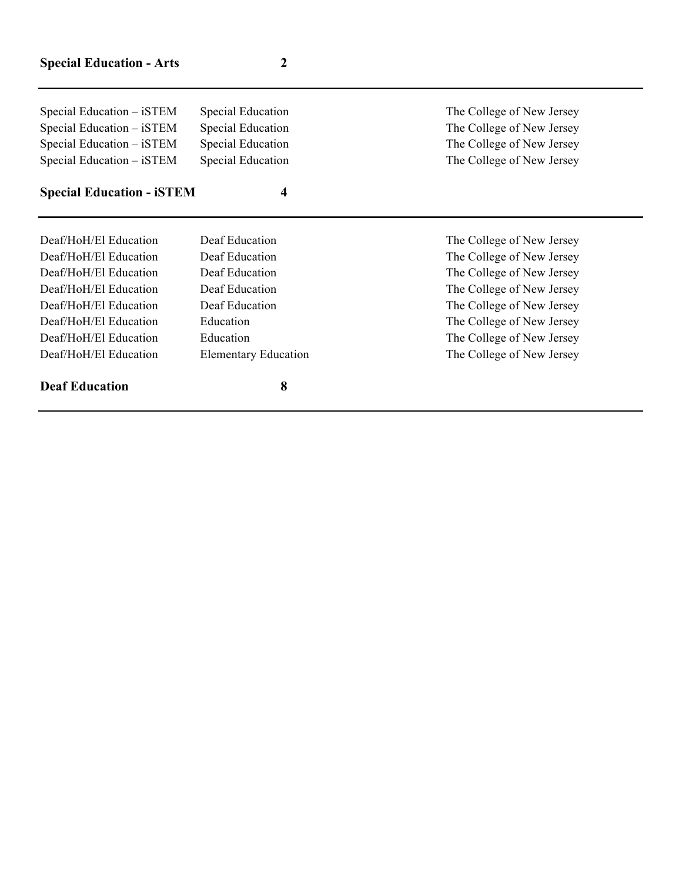**Special Education - Arts** **2**

---

| | | |
|---|---|---|
| Special Education – iSTEM | Special Education | The College of New Jersey |
| Special Education – iSTEM | Special Education | The College of New Jersey |
| Special Education – iSTEM | Special Education | The College of New Jersey |
| Special Education – iSTEM | Special Education | The College of New Jersey |

**Special Education - iSTEM** **4**

---

| | | |
|---|---|---|
| Deaf/HoH/El Education | Deaf Education | The College of New Jersey |
| Deaf/HoH/El Education | Deaf Education | The College of New Jersey |
| Deaf/HoH/El Education | Deaf Education | The College of New Jersey |
| Deaf/HoH/El Education | Deaf Education | The College of New Jersey |
| Deaf/HoH/El Education | Deaf Education | The College of New Jersey |
| Deaf/HoH/El Education | Education | The College of New Jersey |
| Deaf/HoH/El Education | Education | The College of New Jersey |
| Deaf/HoH/El Education | Elementary Education | The College of New Jersey |

**Deaf Education** **8**

---